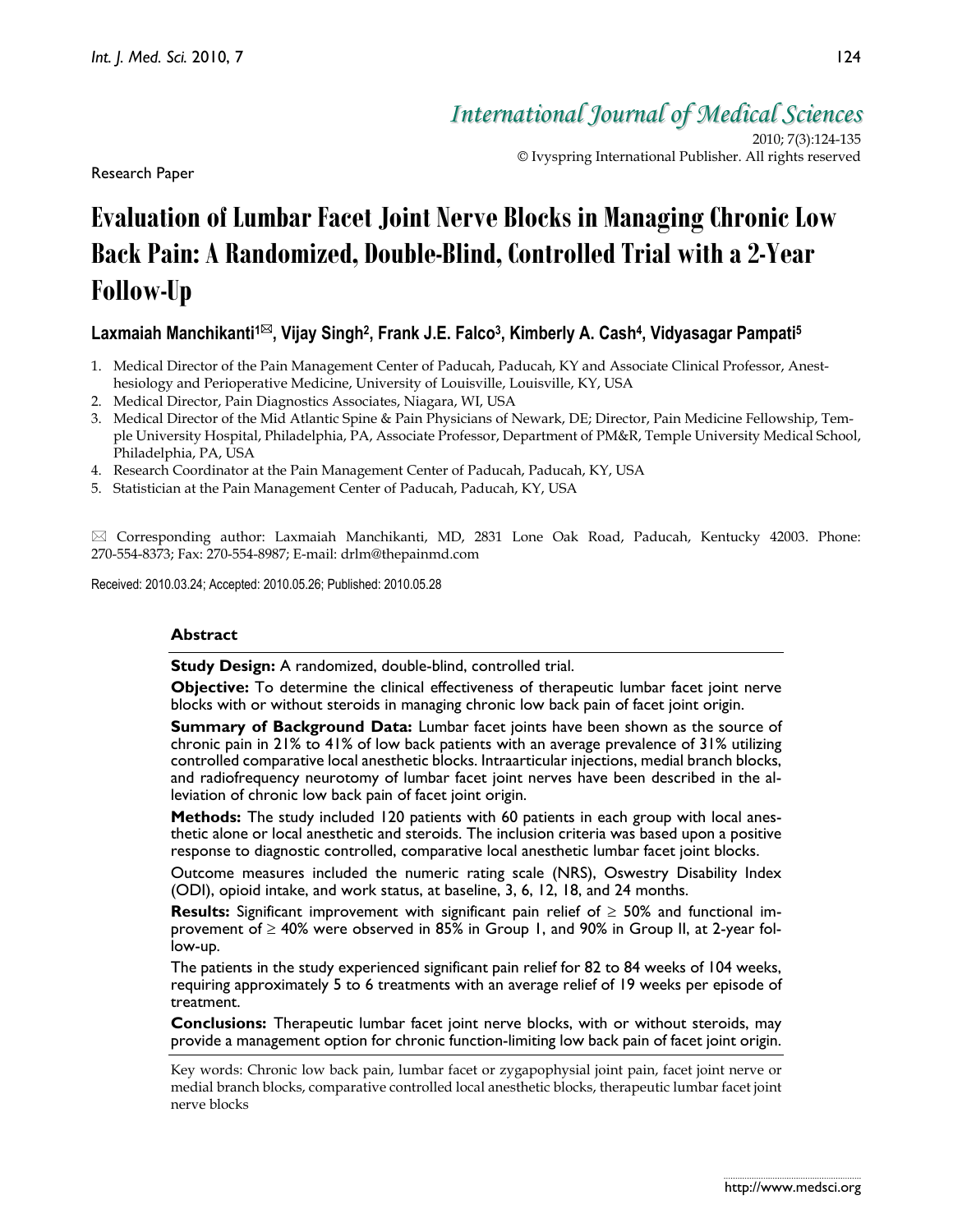Research Paper

# Evaluation of Lumbar Facet Joint Nerve Blocks in Managing Chronic Low Back Pain: A Randomized, Double-Blind, Controlled Trial with a 2-Year Follow-Up

**Laxmaiah Manchikanti[1]✉, Vijay Singh[2], Frank J.E. Falco[3], Kimberly A. Cash[4], Vidyasagar Pampati[5]**

1. Medical Director of the Pain Management Center of Paducah, Paducah, KY and Associate Clinical Professor, Anesthesiology and Perioperative Medicine, University of Louisville, Louisville, KY, USA
2. Medical Director, Pain Diagnostics Associates, Niagara, WI, USA
3. Medical Director of the Mid Atlantic Spine & Pain Physicians of Newark, DE; Director, Pain Medicine Fellowship, Temple University Hospital, Philadelphia, PA, Associate Professor, Department of PM&R, Temple University Medical School, Philadelphia, PA, USA
4. Research Coordinator at the Pain Management Center of Paducah, Paducah, KY, USA
5. Statistician at the Pain Management Center of Paducah, Paducah, KY, USA

✉ Corresponding author: Laxmaiah Manchikanti, MD, 2831 Lone Oak Road, Paducah, Kentucky 42003. Phone: 270-554-8373; Fax: 270-554-8987; E-mail: drlm@thepainmd.com

Received: 2010.03.24; Accepted: 2010.05.26; Published: 2010.05.28

## Abstract

**Study Design:** A randomized, double-blind, controlled trial.

**Objective:** To determine the clinical effectiveness of therapeutic lumbar facet joint nerve blocks with or without steroids in managing chronic low back pain of facet joint origin.

**Summary of Background Data:** Lumbar facet joints have been shown as the source of chronic pain in 21% to 41% of low back patients with an average prevalence of 31% utilizing controlled comparative local anesthetic blocks. Intraarticular injections, medial branch blocks, and radiofrequency neurotomy of lumbar facet joint nerves have been described in the alleviation of chronic low back pain of facet joint origin.

**Methods:** The study included 120 patients with 60 patients in each group with local anesthetic alone or local anesthetic and steroids. The inclusion criteria was based upon a positive response to diagnostic controlled, comparative local anesthetic lumbar facet joint blocks.

Outcome measures included the numeric rating scale (NRS), Oswestry Disability Index (ODI), opioid intake, and work status, at baseline, 3, 6, 12, 18, and 24 months.

**Results:** Significant improvement with significant pain relief of $\geq$ 50% and functional improvement of $\geq$ 40% were observed in 85% in Group I, and 90% in Group II, at 2-year follow-up.

The patients in the study experienced significant pain relief for 82 to 84 weeks of 104 weeks, requiring approximately 5 to 6 treatments with an average relief of 19 weeks per episode of treatment.

**Conclusions:** Therapeutic lumbar facet joint nerve blocks, with or without steroids, may provide a management option for chronic function-limiting low back pain of facet joint origin.

Key words: Chronic low back pain, lumbar facet or zygapophysial joint pain, facet joint nerve or medial branch blocks, comparative controlled local anesthetic blocks, therapeutic lumbar facet joint nerve blocks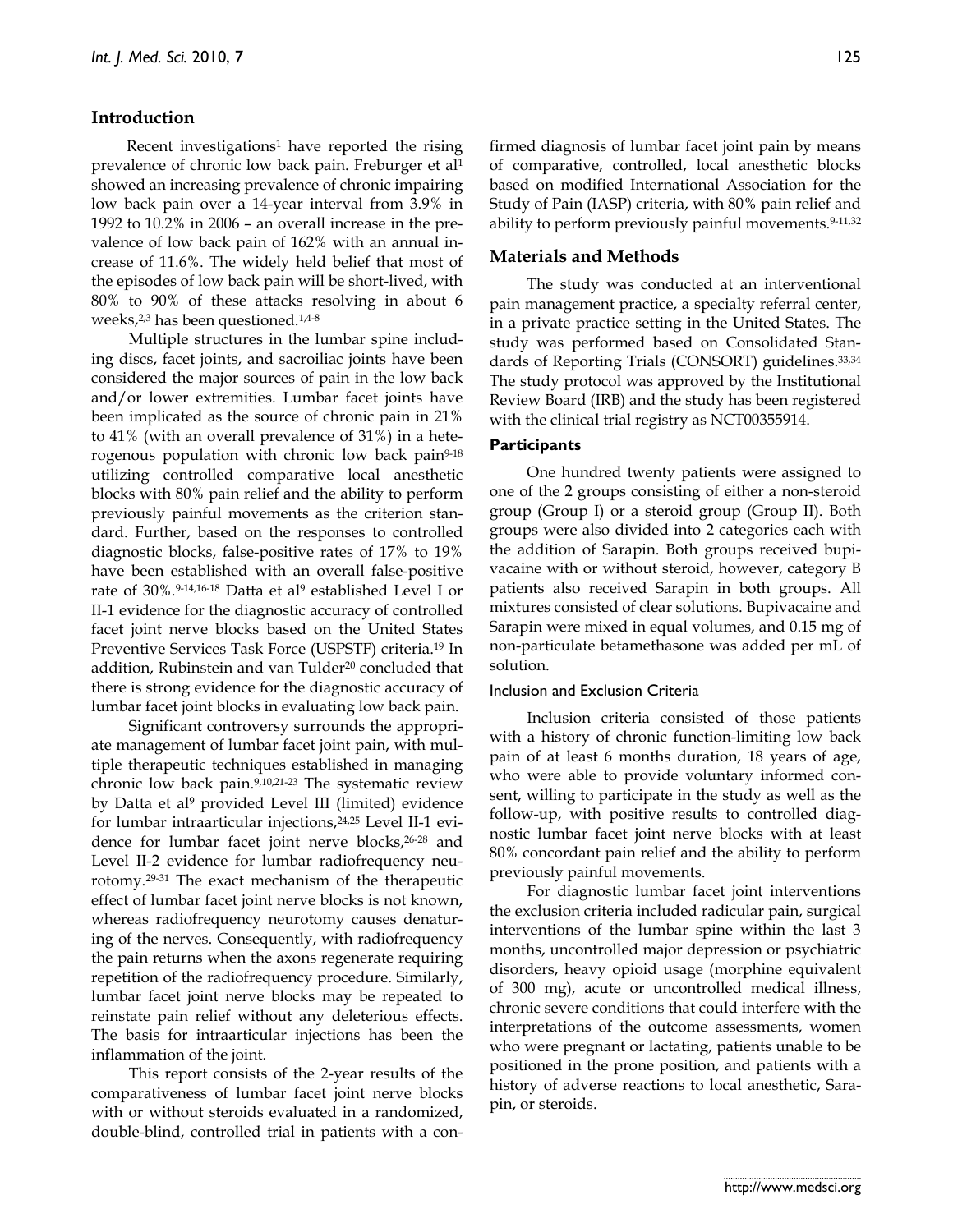## Introduction

Recent investigations[1] have reported the rising prevalence of chronic low back pain. Freburger et al[1] showed an increasing prevalence of chronic impairing low back pain over a 14-year interval from 3.9% in 1992 to 10.2% in 2006 – an overall increase in the prevalence of low back pain of 162% with an annual increase of 11.6%. The widely held belief that most of the episodes of low back pain will be short-lived, with 80% to 90% of these attacks resolving in about 6 weeks,[2,3] has been questioned.[1,4-8]

Multiple structures in the lumbar spine including discs, facet joints, and sacroiliac joints have been considered the major sources of pain in the low back and/or lower extremities. Lumbar facet joints have been implicated as the source of chronic pain in 21% to 41% (with an overall prevalence of 31%) in a heterogenous population with chronic low back pain[9-18] utilizing controlled comparative local anesthetic blocks with 80% pain relief and the ability to perform previously painful movements as the criterion standard. Further, based on the responses to controlled diagnostic blocks, false-positive rates of 17% to 19% have been established with an overall false-positive rate of 30%.[9-14,16-18] Datta et al[9] established Level I or II-1 evidence for the diagnostic accuracy of controlled facet joint nerve blocks based on the United States Preventive Services Task Force (USPSTF) criteria.[19] In addition, Rubinstein and van Tulder[20] concluded that there is strong evidence for the diagnostic accuracy of lumbar facet joint blocks in evaluating low back pain.

Significant controversy surrounds the appropriate management of lumbar facet joint pain, with multiple therapeutic techniques established in managing chronic low back pain.[9,10,21-23] The systematic review by Datta et al[9] provided Level III (limited) evidence for lumbar intraarticular injections,[24,25] Level II-1 evidence for lumbar facet joint nerve blocks,[26-28] and Level II-2 evidence for lumbar radiofrequency neurotomy.[29-31] The exact mechanism of the therapeutic effect of lumbar facet joint nerve blocks is not known, whereas radiofrequency neurotomy causes denaturing of the nerves. Consequently, with radiofrequency the pain returns when the axons regenerate requiring repetition of the radiofrequency procedure. Similarly, lumbar facet joint nerve blocks may be repeated to reinstate pain relief without any deleterious effects. The basis for intraarticular injections has been the inflammation of the joint.

This report consists of the 2-year results of the comparativeness of lumbar facet joint nerve blocks with or without steroids evaluated in a randomized, double-blind, controlled trial in patients with a confirmed diagnosis of lumbar facet joint pain by means of comparative, controlled, local anesthetic blocks based on modified International Association for the Study of Pain (IASP) criteria, with 80% pain relief and ability to perform previously painful movements.[9-11,32]

## Materials and Methods

The study was conducted at an interventional pain management practice, a specialty referral center, in a private practice setting in the United States. The study was performed based on Consolidated Standards of Reporting Trials (CONSORT) guidelines.[33,34] The study protocol was approved by the Institutional Review Board (IRB) and the study has been registered with the clinical trial registry as NCT00355914.

### Participants

One hundred twenty patients were assigned to one of the 2 groups consisting of either a non-steroid group (Group I) or a steroid group (Group II). Both groups were also divided into 2 categories each with the addition of Sarapin. Both groups received bupivacaine with or without steroid, however, category B patients also received Sarapin in both groups. All mixtures consisted of clear solutions. Bupivacaine and Sarapin were mixed in equal volumes, and 0.15 mg of non-particulate betamethasone was added per mL of solution.

#### Inclusion and Exclusion Criteria

Inclusion criteria consisted of those patients with a history of chronic function-limiting low back pain of at least 6 months duration, 18 years of age, who were able to provide voluntary informed consent, willing to participate in the study as well as the follow-up, with positive results to controlled diagnostic lumbar facet joint nerve blocks with at least 80% concordant pain relief and the ability to perform previously painful movements.

For diagnostic lumbar facet joint interventions the exclusion criteria included radicular pain, surgical interventions of the lumbar spine within the last 3 months, uncontrolled major depression or psychiatric disorders, heavy opioid usage (morphine equivalent of 300 mg), acute or uncontrolled medical illness, chronic severe conditions that could interfere with the interpretations of the outcome assessments, women who were pregnant or lactating, patients unable to be positioned in the prone position, and patients with a history of adverse reactions to local anesthetic, Sarapin, or steroids.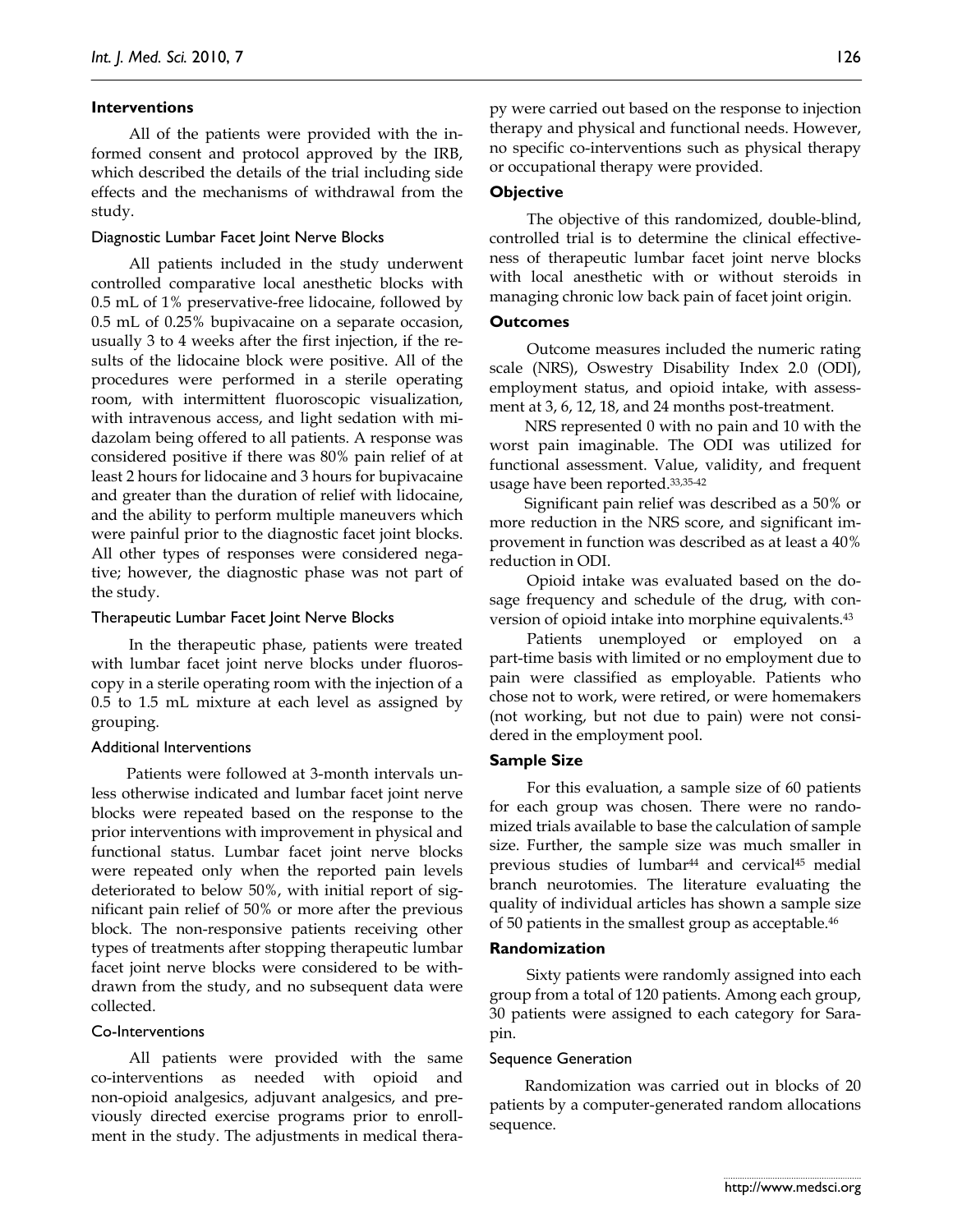### Interventions

All of the patients were provided with the informed consent and protocol approved by the IRB, which described the details of the trial including side effects and the mechanisms of withdrawal from the study.

#### Diagnostic Lumbar Facet Joint Nerve Blocks

All patients included in the study underwent controlled comparative local anesthetic blocks with 0.5 mL of 1% preservative-free lidocaine, followed by 0.5 mL of 0.25% bupivacaine on a separate occasion, usually 3 to 4 weeks after the first injection, if the results of the lidocaine block were positive. All of the procedures were performed in a sterile operating room, with intermittent fluoroscopic visualization, with intravenous access, and light sedation with midazolam being offered to all patients. A response was considered positive if there was 80% pain relief of at least 2 hours for lidocaine and 3 hours for bupivacaine and greater than the duration of relief with lidocaine, and the ability to perform multiple maneuvers which were painful prior to the diagnostic facet joint blocks. All other types of responses were considered negative; however, the diagnostic phase was not part of the study.

#### Therapeutic Lumbar Facet Joint Nerve Blocks

In the therapeutic phase, patients were treated with lumbar facet joint nerve blocks under fluoroscopy in a sterile operating room with the injection of a 0.5 to 1.5 mL mixture at each level as assigned by grouping.

#### Additional Interventions

Patients were followed at 3-month intervals unless otherwise indicated and lumbar facet joint nerve blocks were repeated based on the response to the prior interventions with improvement in physical and functional status. Lumbar facet joint nerve blocks were repeated only when the reported pain levels deteriorated to below 50%, with initial report of significant pain relief of 50% or more after the previous block. The non-responsive patients receiving other types of treatments after stopping therapeutic lumbar facet joint nerve blocks were considered to be withdrawn from the study, and no subsequent data were collected.

#### Co-Interventions

All patients were provided with the same co-interventions as needed with opioid and non-opioid analgesics, adjuvant analgesics, and previously directed exercise programs prior to enrollment in the study. The adjustments in medical therapy were carried out based on the response to injection therapy and physical and functional needs. However, no specific co-interventions such as physical therapy or occupational therapy were provided.

### Objective

The objective of this randomized, double-blind, controlled trial is to determine the clinical effectiveness of therapeutic lumbar facet joint nerve blocks with local anesthetic with or without steroids in managing chronic low back pain of facet joint origin.

### Outcomes

Outcome measures included the numeric rating scale (NRS), Oswestry Disability Index 2.0 (ODI), employment status, and opioid intake, with assessment at 3, 6, 12, 18, and 24 months post-treatment.

NRS represented 0 with no pain and 10 with the worst pain imaginable. The ODI was utilized for functional assessment. Value, validity, and frequent usage have been reported.[33,35-42]

Significant pain relief was described as a 50% or more reduction in the NRS score, and significant improvement in function was described as at least a 40% reduction in ODI.

Opioid intake was evaluated based on the dosage frequency and schedule of the drug, with conversion of opioid intake into morphine equivalents.[43]

Patients unemployed or employed on a part-time basis with limited or no employment due to pain were classified as employable. Patients who chose not to work, were retired, or were homemakers (not working, but not due to pain) were not considered in the employment pool.

### Sample Size

For this evaluation, a sample size of 60 patients for each group was chosen. There were no randomized trials available to base the calculation of sample size. Further, the sample size was much smaller in previous studies of lumbar[44] and cervical[45] medial branch neurotomies. The literature evaluating the quality of individual articles has shown a sample size of 50 patients in the smallest group as acceptable.[46]

### Randomization

Sixty patients were randomly assigned into each group from a total of 120 patients. Among each group, 30 patients were assigned to each category for Sarapin.

#### Sequence Generation

Randomization was carried out in blocks of 20 patients by a computer-generated random allocations sequence.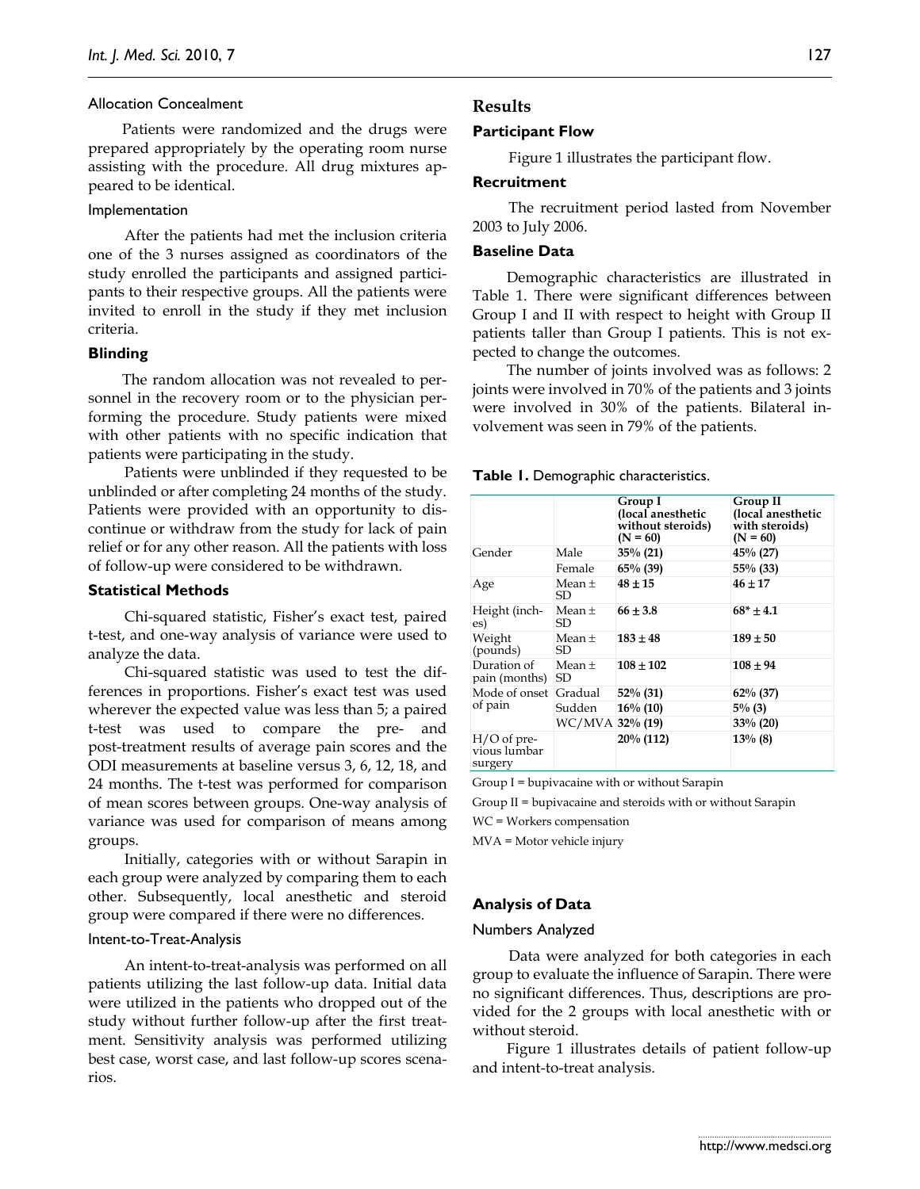### Allocation Concealment

Patients were randomized and the drugs were prepared appropriately by the operating room nurse assisting with the procedure. All drug mixtures appeared to be identical.

### Implementation

After the patients had met the inclusion criteria one of the 3 nurses assigned as coordinators of the study enrolled the participants and assigned participants to their respective groups. All the patients were invited to enroll in the study if they met inclusion criteria.

### Blinding

The random allocation was not revealed to personnel in the recovery room or to the physician performing the procedure. Study patients were mixed with other patients with no specific indication that patients were participating in the study.

Patients were unblinded if they requested to be unblinded or after completing 24 months of the study. Patients were provided with an opportunity to discontinue or withdraw from the study for lack of pain relief or for any other reason. All the patients with loss of follow-up were considered to be withdrawn.

### Statistical Methods

Chi-squared statistic, Fisher's exact test, paired t-test, and one-way analysis of variance were used to analyze the data.

Chi-squared statistic was used to test the differences in proportions. Fisher's exact test was used wherever the expected value was less than 5; a paired t-test was used to compare the pre- and post-treatment results of average pain scores and the ODI measurements at baseline versus 3, 6, 12, 18, and 24 months. The t-test was performed for comparison of mean scores between groups. One-way analysis of variance was used for comparison of means among groups.

Initially, categories with or without Sarapin in each group were analyzed by comparing them to each other. Subsequently, local anesthetic and steroid group were compared if there were no differences.

### Intent-to-Treat-Analysis

An intent-to-treat-analysis was performed on all patients utilizing the last follow-up data. Initial data were utilized in the patients who dropped out of the study without further follow-up after the first treatment. Sensitivity analysis was performed utilizing best case, worst case, and last follow-up scores scenarios.

## Results

### Participant Flow

Figure 1 illustrates the participant flow.

### Recruitment

The recruitment period lasted from November 2003 to July 2006.

### Baseline Data

Demographic characteristics are illustrated in Table 1. There were significant differences between Group I and II with respect to height with Group II patients taller than Group I patients. This is not expected to change the outcomes.

The number of joints involved was as follows: 2 joints were involved in 70% of the patients and 3 joints were involved in 30% of the patients. Bilateral involvement was seen in 79% of the patients.

**Table 1.** Demographic characteristics.

| | | Group I (local anesthetic without steroids) (N = 60) | Group II (local anesthetic with steroids) (N = 60) |
|---|---|---|---|
| Gender | Male | **35% (21)** | **45% (27)** |
| | Female | **65% (39)** | **55% (33)** |
| Age | Mean ± SD | **48 ± 15** | **46 ± 17** |
| Height (inches) | Mean ± SD | **66 ± 3.8** | **68* ± 4.1** |
| Weight (pounds) | Mean ± SD | **183 ± 48** | **189 ± 50** |
| Duration of pain (months) | Mean ± SD | **108 ± 102** | **108 ± 94** |
| Mode of onset of pain | Gradual | **52% (31)** | **62% (37)** |
| | Sudden | **16% (10)** | **5% (3)** |
| | WC/MVA | **32% (19)** | **33% (20)** |
| H/O of previous lumbar surgery | | **20% (112)** | **13% (8)** |

Group I = bupivacaine with or without Sarapin

Group II = bupivacaine and steroids with or without Sarapin

WC = Workers compensation

MVA = Motor vehicle injury

### Analysis of Data

#### Numbers Analyzed

Data were analyzed for both categories in each group to evaluate the influence of Sarapin. There were no significant differences. Thus, descriptions are provided for the 2 groups with local anesthetic with or without steroid.

Figure 1 illustrates details of patient follow-up and intent-to-treat analysis.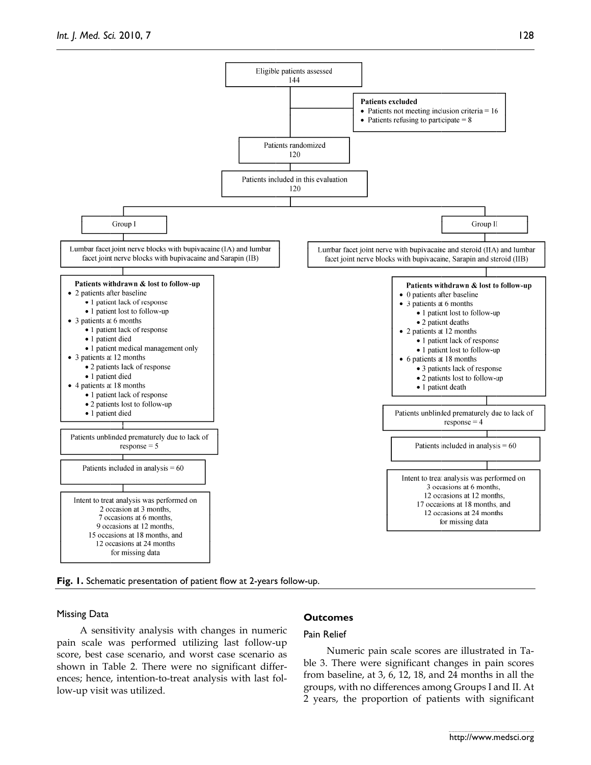Eligible patients assessed
144

**Patients excluded**

- Patients not meeting inclusion criteria = 16
- Patients refusing to participate = 8

Patients randomized
120

Patients included in this evaluation
120

**Group I**

Lumbar facet joint nerve blocks with bupivacaine (IA) and lumbar facet joint nerve blocks with bupivacaine and Sarapin (IB)

**Patients withdrawn & lost to follow-up**

- 2 patients after baseline
  - 1 patient lack of response
  - 1 patient lost to follow-up
- 3 patients at 6 months
  - 1 patient lack of response
  - 1 patient died
  - 1 patient medical management only
- 3 patients at 12 months
  - 2 patients lack of response
  - 1 patient died
- 4 patients at 18 months
  - 1 patient lack of response
  - 2 patients lost to follow-up
  - 1 patient died

Patients unblinded prematurely due to lack of response = 5

Patients included in analysis = 60

Intent to treat analysis was performed on
2 occasion at 3 months,
7 occasions at 6 months,
9 occasions at 12 months,
15 occasions at 18 months, and
12 occasions at 24 months
for missing data

**Group II**

Lumbar facet joint nerve with bupivacaine and steroid (IIA) and lumbar facet joint nerve blocks with bupivacaine, Sarapin and steroid (IIB)

**Patients withdrawn & lost to follow-up**

- 0 patients after baseline
- 3 patients at 6 months
  - 1 patient lost to follow-up
  - 2 patient deaths
- 2 patients at 12 months
  - 1 patient lack of response
  - 1 patient lost to follow-up
- 6 patients at 18 months
  - 3 patients lack of response
  - 2 patients lost to follow-up
  - 1 patient death

Patients unblinded prematurely due to lack of response = 4

Patients included in analysis = 60

Intent to treat analysis was performed on
3 occasions at 6 months,
12 occasions at 12 months,
17 occasions at 18 months, and
12 occasions at 24 months
for missing data

**Fig. 1.** Schematic presentation of patient flow at 2-years follow-up.

### Missing Data

A sensitivity analysis with changes in numeric pain scale was performed utilizing last follow-up score, best case scenario, and worst case scenario as shown in Table 2. There were no significant differences; hence, intention-to-treat analysis with last follow-up visit was utilized.

## Outcomes

### Pain Relief

Numeric pain scale scores are illustrated in Table 3. There were significant changes in pain scores from baseline, at 3, 6, 12, 18, and 24 months in all the groups, with no differences among Groups I and II. At 2 years, the proportion of patients with significant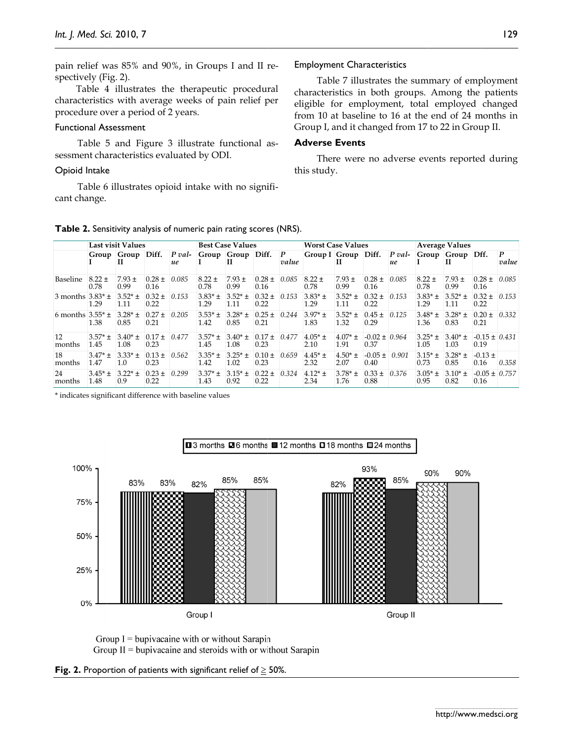pain relief was 85% and 90%, in Groups I and II respectively (Fig. 2).

Table 4 illustrates the therapeutic procedural characteristics with average weeks of pain relief per procedure over a period of 2 years.

### Functional Assessment

Table 5 and Figure 3 illustrate functional assessment characteristics evaluated by ODI.

### Opioid Intake

Table 6 illustrates opioid intake with no significant change.

### Employment Characteristics

Table 7 illustrates the summary of employment characteristics in both groups. Among the patients eligible for employment, total employed changed from 10 at baseline to 16 at the end of 24 months in Group I, and it changed from 17 to 22 in Group II.

## Adverse Events

There were no adverse events reported during this study.

**Table 2.** Sensitivity analysis of numeric pain rating scores (NRS).

| | Last visit Values | | | | Best Case Values | | | | Worst Case Values | | | | Average Values | | | |
|---|---|---|---|---|---|---|---|---|---|---|---|---|---|---|---|---|
| | Group I | Group II | Diff. | P value | Group I | Group II | Diff. | P value | Group I | Group II | Diff. | P value | Group I | Group II | Dff. | P value |
| Baseline | 8.22 ± 0.78 | 7.93 ± 0.99 | 0.28 ± 0.16 | 0.085 | 8.22 ± 0.78 | 7.93 ± 0.99 | 0.28 ± 0.16 | 0.085 | 8.22 ± 0.78 | 7.93 ± 0.99 | 0.28 ± 0.16 | 0.085 | 8.22 ± 0.78 | 7.93 ± 0.99 | 0.28 ± 0.16 | 0.085 |
| 3 months | 3.83* ± 1.29 | 3.52* ± 1.11 | 0.32 ± 0.22 | 0.153 | 3.83* ± 1.29 | 3.52* ± 1.11 | 0.32 ± 0.22 | 0.153 | 3.83* ± 1.29 | 3.52* ± 1.11 | 0.32 ± 0.22 | 0.153 | 3.83* ± 1.29 | 3.52* ± 1.11 | 0.32 ± 0.22 | 0.153 |
| 6 months | 3.55* ± 1.38 | 3.28* ± 0.85 | 0.27 ± 0.21 | 0.205 | 3.53* ± 1.42 | 3.28* ± 0.85 | 0.25 ± 0.21 | 0.244 | 3.97* ± 1.83 | 3.52* ± 1.32 | 0.45 ± 0.29 | 0.125 | 3.48* ± 1.36 | 3.28* ± 0.83 | 0.20 ± 0.21 | 0.332 |
| 12 months | 3.57* ± 1.45 | 3.40* ± 1.08 | 0.17 ± 0.23 | 0.477 | 3.57* ± 1.45 | 3.40* ± 1.08 | 0.17 ± 0.23 | 0.477 | 4.05* ± 2.10 | 4.07* ± 1.91 | -0.02 ± 0.37 | 0.964 | 3.25* ± 1.05 | 3.40* ± 1.03 | -0.15 ± 0.19 | 0.431 |
| 18 months | 3.47* ± 1.47 | 3.33* ± 1.0 | 0.13 ± 0.23 | 0.562 | 3.35* ± 1.42 | 3.25* ± 1.02 | 0.10 ± 0.23 | 0.659 | 4.45* ± 2.32 | 4.50* ± 2.07 | -0.05 ± 0.40 | 0.901 | 3.15* ± 0.73 | 3.28* ± 0.85 | -0.13 ± 0.16 | 0.358 |
| 24 months | 3.45* ± 1.48 | 3.22* ± 0.9 | 0.23 ± 0.22 | 0.299 | 3.37* ± 1.43 | 3.15* ± 0.92 | 0.22 ± 0.22 | 0.324 | 4.12* ± 2.34 | 3.78* ± 1.76 | 0.33 ± 0.88 | 0.376 | 3.05* ± 0.95 | 3.10* ± 0.82 | -0.05 ± 0.16 | 0.757 |

\* indicates significant difference with baseline values

Group I = bupivacaine with or without Sarapin
Group II = bupivacaine and steroids with or without Sarapin

**Fig. 2.** Proportion of patients with significant relief of ≥ 50%.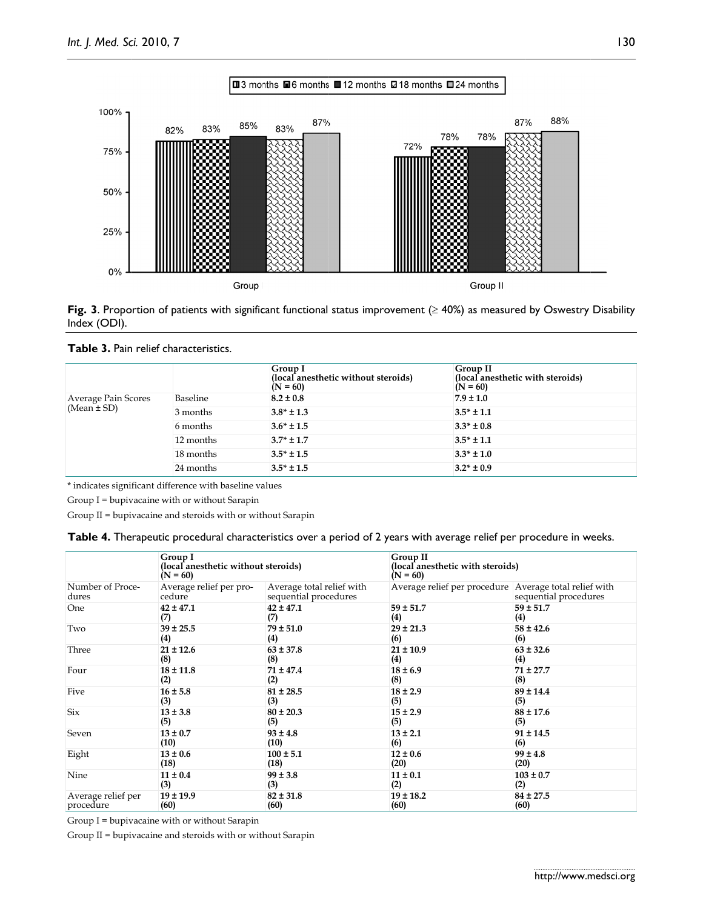**Fig. 3**. Proportion of patients with significant functional status improvement (≥ 40%) as measured by Oswestry Disability Index (ODI).

**Table 3.** Pain relief characteristics.

| | | Group I (local anesthetic without steroids) (N = 60) | Group II (local anesthetic with steroids) (N = 60) |
|---|---|---|---|
| Average Pain Scores (Mean ± SD) | Baseline | **8.2 ± 0.8** | **7.9 ± 1.0** |
| | 3 months | **3.8* ± 1.3** | **3.5* ± 1.1** |
| | 6 months | **3.6* ± 1.5** | **3.3* ± 0.8** |
| | 12 months | **3.7* ± 1.7** | **3.5* ± 1.1** |
| | 18 months | **3.5* ± 1.5** | **3.3* ± 1.0** |
| | 24 months | **3.5* ± 1.5** | **3.2* ± 0.9** |

* indicates significant difference with baseline values

Group I = bupivacaine with or without Sarapin

Group II = bupivacaine and steroids with or without Sarapin

**Table 4.** Therapeutic procedural characteristics over a period of 2 years with average relief per procedure in weeks.

| | Group I (local anesthetic without steroids) (N = 60) | | Group II (local anesthetic with steroids) (N = 60) | |
|---|---|---|---|---|
| Number of Procedures | Average relief per procedure | Average total relief with sequential procedures | Average relief per procedure | Average total relief with sequential procedures |
| One | **42 ± 47.1 (7)** | **42 ± 47.1 (7)** | **59 ± 51.7 (4)** | **59 ± 51.7 (4)** |
| Two | **39 ± 25.5 (4)** | **79 ± 51.0 (4)** | **29 ± 21.3 (6)** | **58 ± 42.6 (6)** |
| Three | **21 ± 12.6 (8)** | **63 ± 37.8 (8)** | **21 ± 10.9 (4)** | **63 ± 32.6 (4)** |
| Four | **18 ± 11.8 (2)** | **71 ± 47.4 (2)** | **18 ± 6.9 (8)** | **71 ± 27.7 (8)** |
| Five | **16 ± 5.8 (3)** | **81 ± 28.5 (3)** | **18 ± 2.9 (5)** | **89 ± 14.4 (5)** |
| Six | **13 ± 3.8 (5)** | **80 ± 20.3 (5)** | **15 ± 2.9 (5)** | **88 ± 17.6 (5)** |
| Seven | **13 ± 0.7 (10)** | **93 ± 4.8 (10)** | **13 ± 2.1 (6)** | **91 ± 14.5 (6)** |
| Eight | **13 ± 0.6 (18)** | **100 ± 5.1 (18)** | **12 ± 0.6 (20)** | **99 ± 4.8 (20)** |
| Nine | **11 ± 0.4 (3)** | **99 ± 3.8 (3)** | **11 ± 0.1 (2)** | **103 ± 0.7 (2)** |
| Average relief per procedure | **19 ± 19.9 (60)** | **82 ± 31.8 (60)** | **19 ± 18.2 (60)** | **84 ± 27.5 (60)** |

Group I = bupivacaine with or without Sarapin

Group II = bupivacaine and steroids with or without Sarapin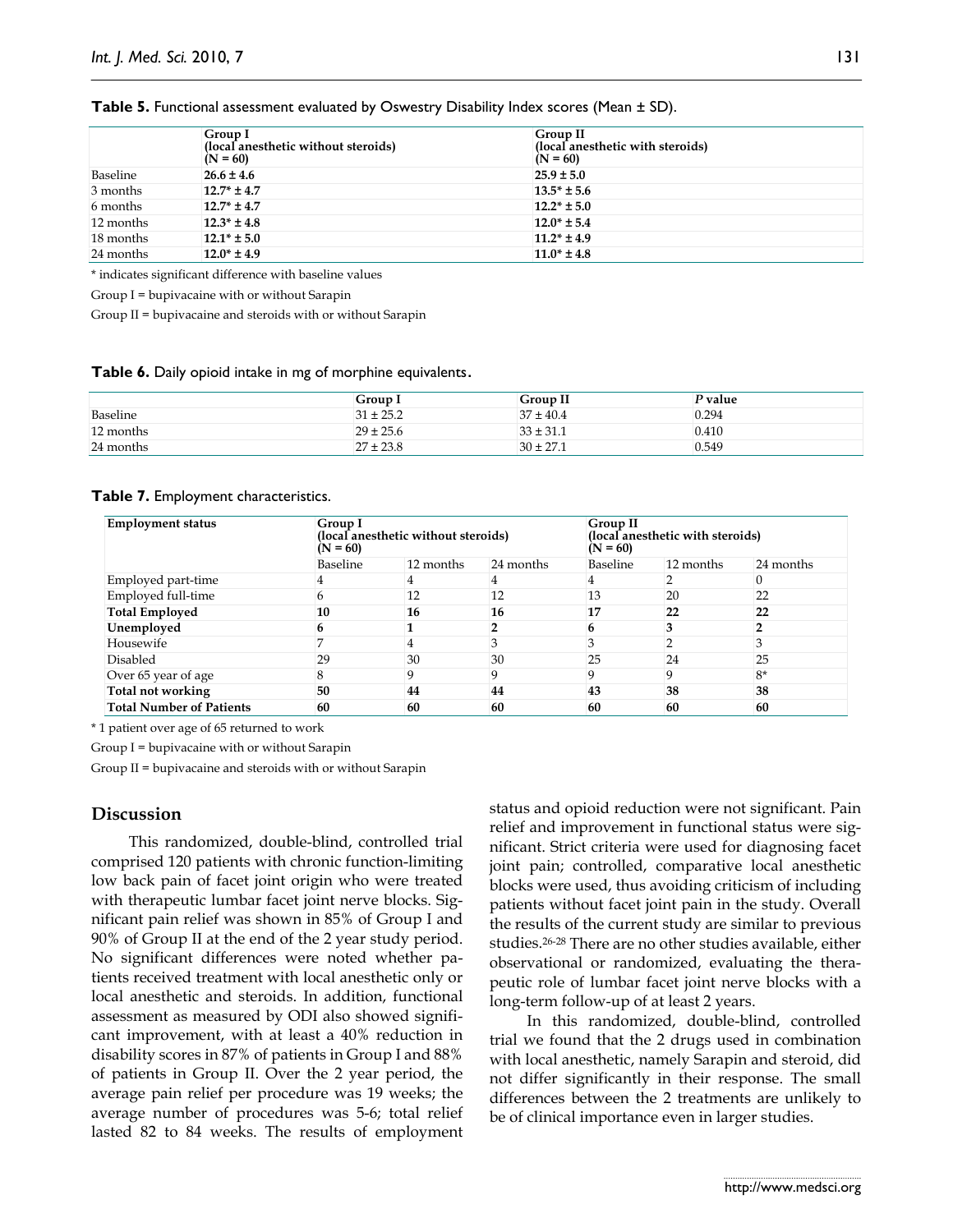**Table 5.** Functional assessment evaluated by Oswestry Disability Index scores (Mean ± SD).

| | Group I (local anesthetic without steroids) (N = 60) | Group II (local anesthetic with steroids) (N = 60) |
|---|---|---|
| Baseline | **26.6 ± 4.6** | **25.9 ± 5.0** |
| 3 months | **12.7* ± 4.7** | **13.5* ± 5.6** |
| 6 months | **12.7* ± 4.7** | **12.2* ± 5.0** |
| 12 months | **12.3* ± 4.8** | **12.0* ± 5.4** |
| 18 months | **12.1* ± 5.0** | **11.2* ± 4.9** |
| 24 months | **12.0* ± 4.9** | **11.0* ± 4.8** |

* indicates significant difference with baseline values

Group I = bupivacaine with or without Sarapin

Group II = bupivacaine and steroids with or without Sarapin

**Table 6.** Daily opioid intake in mg of morphine equivalents.

| | Group I | Group II | *P* value |
|---|---|---|---|
| Baseline | 31 ± 25.2 | 37 ± 40.4 | 0.294 |
| 12 months | 29 ± 25.6 | 33 ± 31.1 | 0.410 |
| 24 months | 27 ± 23.8 | 30 ± 27.1 | 0.549 |

**Table 7.** Employment characteristics.

| Employment status | Group I (local anesthetic without steroids) (N = 60) | | | Group II (local anesthetic with steroids) (N = 60) | | |
|---|---|---|---|---|---|---|
| | Baseline | 12 months | 24 months | Baseline | 12 months | 24 months |
| Employed part-time | 4 | 4 | 4 | 4 | 2 | 0 |
| Employed full-time | 6 | 12 | 12 | 13 | 20 | 22 |
| **Total Employed** | **10** | **16** | **16** | **17** | **22** | **22** |
| **Unemployed** | **6** | **1** | **2** | **6** | **3** | **2** |
| Housewife | 7 | 4 | 3 | 3 | 2 | 3 |
| Disabled | 29 | 30 | 30 | 25 | 24 | 25 |
| Over 65 year of age | 8 | 9 | 9 | 9 | 9 | 8* |
| **Total not working** | **50** | **44** | **44** | **43** | **38** | **38** |
| **Total Number of Patients** | **60** | **60** | **60** | **60** | **60** | **60** |

* 1 patient over age of 65 returned to work

Group I = bupivacaine with or without Sarapin

Group II = bupivacaine and steroids with or without Sarapin

## Discussion

This randomized, double-blind, controlled trial comprised 120 patients with chronic function-limiting low back pain of facet joint origin who were treated with therapeutic lumbar facet joint nerve blocks. Significant pain relief was shown in 85% of Group I and 90% of Group II at the end of the 2 year study period. No significant differences were noted whether patients received treatment with local anesthetic only or local anesthetic and steroids. In addition, functional assessment as measured by ODI also showed significant improvement, with at least a 40% reduction in disability scores in 87% of patients in Group I and 88% of patients in Group II. Over the 2 year period, the average pain relief per procedure was 19 weeks; the average number of procedures was 5-6; total relief lasted 82 to 84 weeks. The results of employment status and opioid reduction were not significant. Pain relief and improvement in functional status were significant. Strict criteria were used for diagnosing facet joint pain; controlled, comparative local anesthetic blocks were used, thus avoiding criticism of including patients without facet joint pain in the study. Overall the results of the current study are similar to previous studies.[26-28] There are no other studies available, either observational or randomized, evaluating the therapeutic role of lumbar facet joint nerve blocks with a long-term follow-up of at least 2 years.

In this randomized, double-blind, controlled trial we found that the 2 drugs used in combination with local anesthetic, namely Sarapin and steroid, did not differ significantly in their response. The small differences between the 2 treatments are unlikely to be of clinical importance even in larger studies.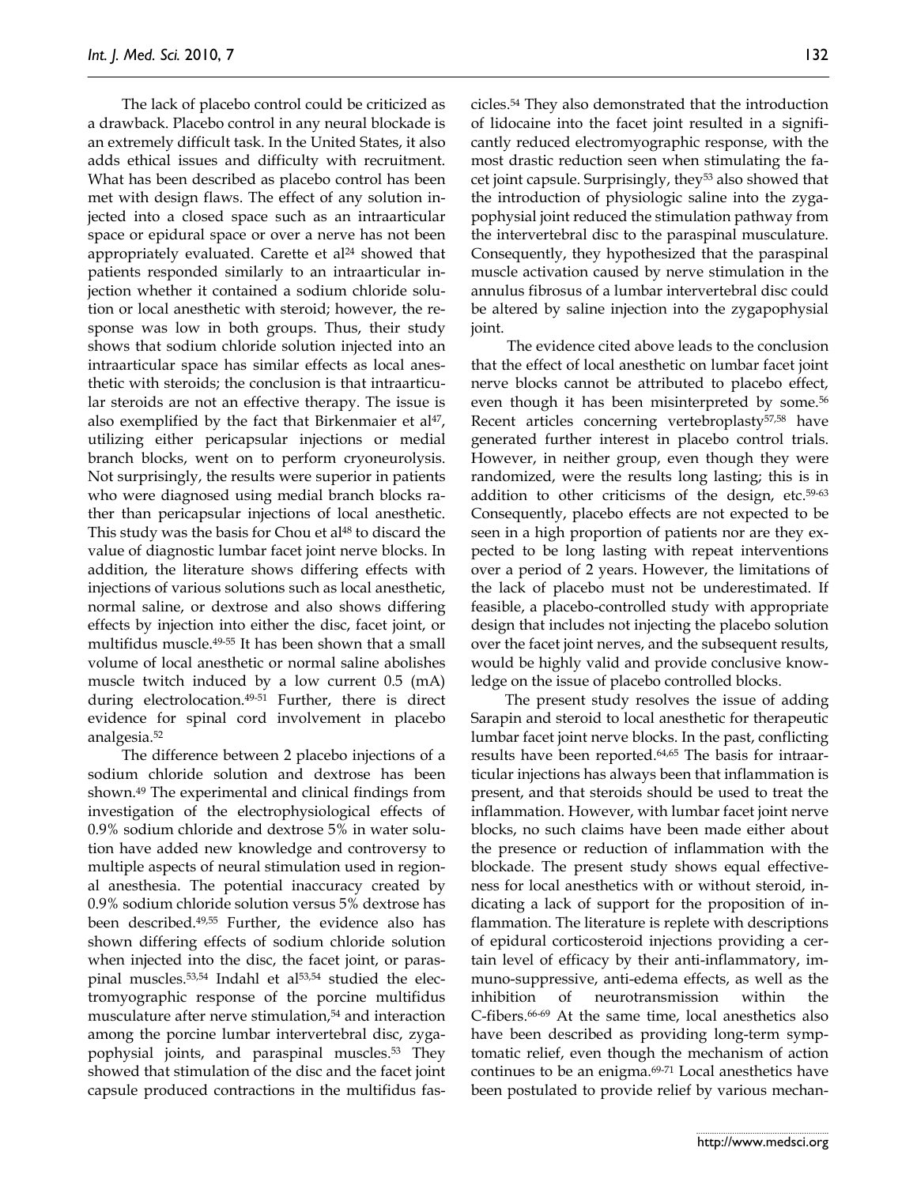The lack of placebo control could be criticized as a drawback. Placebo control in any neural blockade is an extremely difficult task. In the United States, it also adds ethical issues and difficulty with recruitment. What has been described as placebo control has been met with design flaws. The effect of any solution injected into a closed space such as an intraarticular space or epidural space or over a nerve has not been appropriately evaluated. Carette et al[24] showed that patients responded similarly to an intraarticular injection whether it contained a sodium chloride solution or local anesthetic with steroid; however, the response was low in both groups. Thus, their study shows that sodium chloride solution injected into an intraarticular space has similar effects as local anesthetic with steroids; the conclusion is that intraarticular steroids are not an effective therapy. The issue is also exemplified by the fact that Birkenmaier et al[47], utilizing either pericapsular injections or medial branch blocks, went on to perform cryoneurolysis. Not surprisingly, the results were superior in patients who were diagnosed using medial branch blocks rather than pericapsular injections of local anesthetic. This study was the basis for Chou et al[48] to discard the value of diagnostic lumbar facet joint nerve blocks. In addition, the literature shows differing effects with injections of various solutions such as local anesthetic, normal saline, or dextrose and also shows differing effects by injection into either the disc, facet joint, or multifidus muscle.[49-55] It has been shown that a small volume of local anesthetic or normal saline abolishes muscle twitch induced by a low current 0.5 (mA) during electrolocation.[49-51] Further, there is direct evidence for spinal cord involvement in placebo analgesia.[52]

The difference between 2 placebo injections of a sodium chloride solution and dextrose has been shown.[49] The experimental and clinical findings from investigation of the electrophysiological effects of 0.9% sodium chloride and dextrose 5% in water solution have added new knowledge and controversy to multiple aspects of neural stimulation used in regional anesthesia. The potential inaccuracy created by 0.9% sodium chloride solution versus 5% dextrose has been described.[49,55] Further, the evidence also has shown differing effects of sodium chloride solution when injected into the disc, the facet joint, or paraspinal muscles.[53,54] Indahl et al[53,54] studied the electromyographic response of the porcine multifidus musculature after nerve stimulation,[54] and interaction among the porcine lumbar intervertebral disc, zygapophysial joints, and paraspinal muscles.[53] They showed that stimulation of the disc and the facet joint capsule produced contractions in the multifidus fascicles.[54] They also demonstrated that the introduction of lidocaine into the facet joint resulted in a significantly reduced electromyographic response, with the most drastic reduction seen when stimulating the facet joint capsule. Surprisingly, they[53] also showed that the introduction of physiologic saline into the zygapophysial joint reduced the stimulation pathway from the intervertebral disc to the paraspinal musculature. Consequently, they hypothesized that the paraspinal muscle activation caused by nerve stimulation in the annulus fibrosus of a lumbar intervertebral disc could be altered by saline injection into the zygapophysial joint.

The evidence cited above leads to the conclusion that the effect of local anesthetic on lumbar facet joint nerve blocks cannot be attributed to placebo effect, even though it has been misinterpreted by some.[56] Recent articles concerning vertebroplasty[57,58] have generated further interest in placebo control trials. However, in neither group, even though they were randomized, were the results long lasting; this is in addition to other criticisms of the design, etc.[59-63] Consequently, placebo effects are not expected to be seen in a high proportion of patients nor are they expected to be long lasting with repeat interventions over a period of 2 years. However, the limitations of the lack of placebo must not be underestimated. If feasible, a placebo-controlled study with appropriate design that includes not injecting the placebo solution over the facet joint nerves, and the subsequent results, would be highly valid and provide conclusive knowledge on the issue of placebo controlled blocks.

The present study resolves the issue of adding Sarapin and steroid to local anesthetic for therapeutic lumbar facet joint nerve blocks. In the past, conflicting results have been reported.[64,65] The basis for intraarticular injections has always been that inflammation is present, and that steroids should be used to treat the inflammation. However, with lumbar facet joint nerve blocks, no such claims have been made either about the presence or reduction of inflammation with the blockade. The present study shows equal effectiveness for local anesthetics with or without steroid, indicating a lack of support for the proposition of inflammation. The literature is replete with descriptions of epidural corticosteroid injections providing a certain level of efficacy by their anti-inflammatory, immuno-suppressive, anti-edema effects, as well as the inhibition of neurotransmission within the C-fibers.[66-69] At the same time, local anesthetics also have been described as providing long-term symptomatic relief, even though the mechanism of action continues to be an enigma.[69-71] Local anesthetics have been postulated to provide relief by various mechan-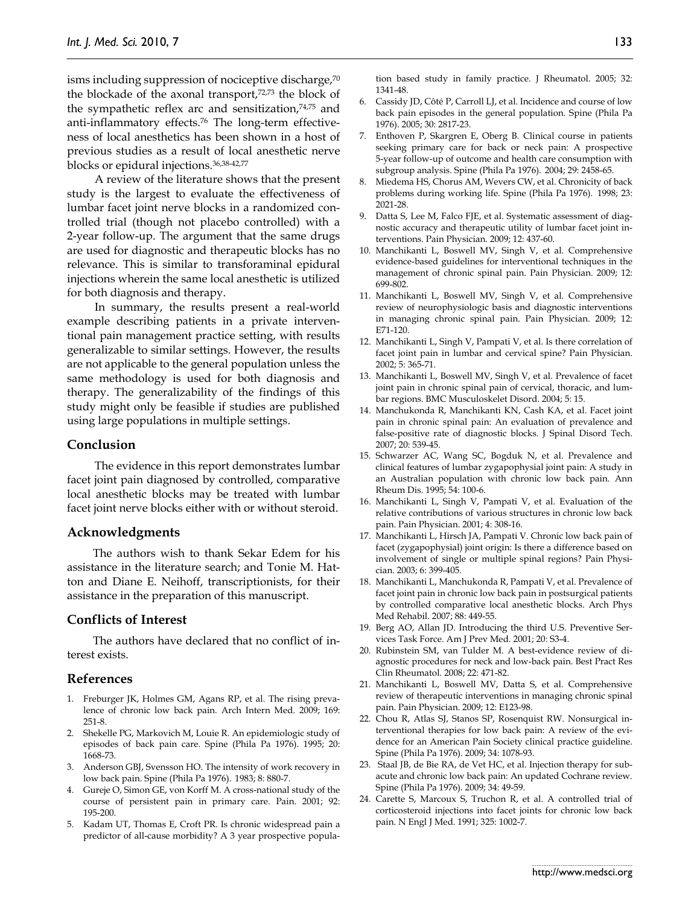isms including suppression of nociceptive discharge,[70] the blockade of the axonal transport,[72,73] the block of the sympathetic reflex arc and sensitization,[74,75] and anti-inflammatory effects.[76] The long-term effectiveness of local anesthetics has been shown in a host of previous studies as a result of local anesthetic nerve blocks or epidural injections.[36,38-42,77]

A review of the literature shows that the present study is the largest to evaluate the effectiveness of lumbar facet joint nerve blocks in a randomized controlled trial (though not placebo controlled) with a 2-year follow-up. The argument that the same drugs are used for diagnostic and therapeutic blocks has no relevance. This is similar to transforaminal epidural injections wherein the same local anesthetic is utilized for both diagnosis and therapy.

In summary, the results present a real-world example describing patients in a private interventional pain management practice setting, with results generalizable to similar settings. However, the results are not applicable to the general population unless the same methodology is used for both diagnosis and therapy. The generalizability of the findings of this study might only be feasible if studies are published using large populations in multiple settings.

## Conclusion

The evidence in this report demonstrates lumbar facet joint pain diagnosed by controlled, comparative local anesthetic blocks may be treated with lumbar facet joint nerve blocks either with or without steroid.

## Acknowledgments

The authors wish to thank Sekar Edem for his assistance in the literature search; and Tonie M. Hatton and Diane E. Neihoff, transcriptionists, for their assistance in the preparation of this manuscript.

## Conflicts of Interest

The authors have declared that no conflict of interest exists.

## References

1. Freburger JK, Holmes GM, Agans RP, et al. The rising prevalence of chronic low back pain. Arch Intern Med. 2009; 169: 251-8.
2. Shekelle PG, Markovich M, Louie R. An epidemiologic study of episodes of back pain care. Spine (Phila Pa 1976). 1995; 20: 1668-73.
3. Anderson GBJ, Svensson HO. The intensity of work recovery in low back pain. Spine (Phila Pa 1976). 1983; 8: 880-7.
4. Gureje O, Simon GE, von Korff M. A cross-national study of the course of persistent pain in primary care. Pain. 2001; 92: 195-200.
5. Kadam UT, Thomas E, Croft PR. Is chronic widespread pain a predictor of all-cause morbidity? A 3 year prospective population based study in family practice. J Rheumatol. 2005; 32: 1341-48.
6. Cassidy JD, Côté P, Carroll LJ, et al. Incidence and course of low back pain episodes in the general population. Spine (Phila Pa 1976). 2005; 30: 2817-23.
7. Enthoven P, Skargren E, Oberg B. Clinical course in patients seeking primary care for back or neck pain: A prospective 5-year follow-up of outcome and health care consumption with subgroup analysis. Spine (Phila Pa 1976). 2004; 29: 2458-65.
8. Miedema HS, Chorus AM, Wevers CW, et al. Chronicity of back problems during working life. Spine (Phila Pa 1976). 1998; 23: 2021-28.
9. Datta S, Lee M, Falco FJE, et al. Systematic assessment of diagnostic accuracy and therapeutic utility of lumbar facet joint interventions. Pain Physician. 2009; 12: 437-60.
10. Manchikanti L, Boswell MV, Singh V, et al. Comprehensive evidence-based guidelines for interventional techniques in the management of chronic spinal pain. Pain Physician. 2009; 12: 699-802.
11. Manchikanti L, Boswell MV, Singh V, et al. Comprehensive review of neurophysiologic basis and diagnostic interventions in managing chronic spinal pain. Pain Physician. 2009; 12: E71-120.
12. Manchikanti L, Singh V, Pampati V, et al. Is there correlation of facet joint pain in lumbar and cervical spine? Pain Physician. 2002; 5: 365-71.
13. Manchikanti L, Boswell MV, Singh V, et al. Prevalence of facet joint pain in chronic spinal pain of cervical, thoracic, and lumbar regions. BMC Musculoskelet Disord. 2004; 5: 15.
14. Manchukonda R, Manchikanti KN, Cash KA, et al. Facet joint pain in chronic spinal pain: An evaluation of prevalence and false-positive rate of diagnostic blocks. J Spinal Disord Tech. 2007; 20: 539-45.
15. Schwarzer AC, Wang SC, Bogduk N, et al. Prevalence and clinical features of lumbar zygapophysial joint pain: A study in an Australian population with chronic low back pain. Ann Rheum Dis. 1995; 54: 100-6.
16. Manchikanti L, Singh V, Pampati V, et al. Evaluation of the relative contributions of various structures in chronic low back pain. Pain Physician. 2001; 4: 308-16.
17. Manchikanti L, Hirsch JA, Pampati V. Chronic low back pain of facet (zygapophysial) joint origin: Is there a difference based on involvement of single or multiple spinal regions? Pain Physician. 2003; 6: 399-405.
18. Manchikanti L, Manchukonda R, Pampati V, et al. Prevalence of facet joint pain in chronic low back pain in postsurgical patients by controlled comparative local anesthetic blocks. Arch Phys Med Rehabil. 2007; 88: 449-55.
19. Berg AO, Allan JD. Introducing the third U.S. Preventive Services Task Force. Am J Prev Med. 2001; 20: S3-4.
20. Rubinstein SM, van Tulder M. A best-evidence review of diagnostic procedures for neck and low-back pain. Best Pract Res Clin Rheumatol. 2008; 22: 471-82.
21. Manchikanti L, Boswell MV, Datta S, et al. Comprehensive review of therapeutic interventions in managing chronic spinal pain. Pain Physician. 2009; 12: E123-98.
22. Chou R, Atlas SJ, Stanos SP, Rosenquist RW. Nonsurgical interventional therapies for low back pain: A review of the evidence for an American Pain Society clinical practice guideline. Spine (Phila Pa 1976). 2009; 34: 1078-93.
23. Staal JB, de Bie RA, de Vet HC, et al. Injection therapy for subacute and chronic low back pain: An updated Cochrane review. Spine (Phila Pa 1976). 2009; 34: 49-59.
24. Carette S, Marcoux S, Truchon R, et al. A controlled trial of corticosteroid injections into facet joints for chronic low back pain. N Engl J Med. 1991; 325: 1002-7.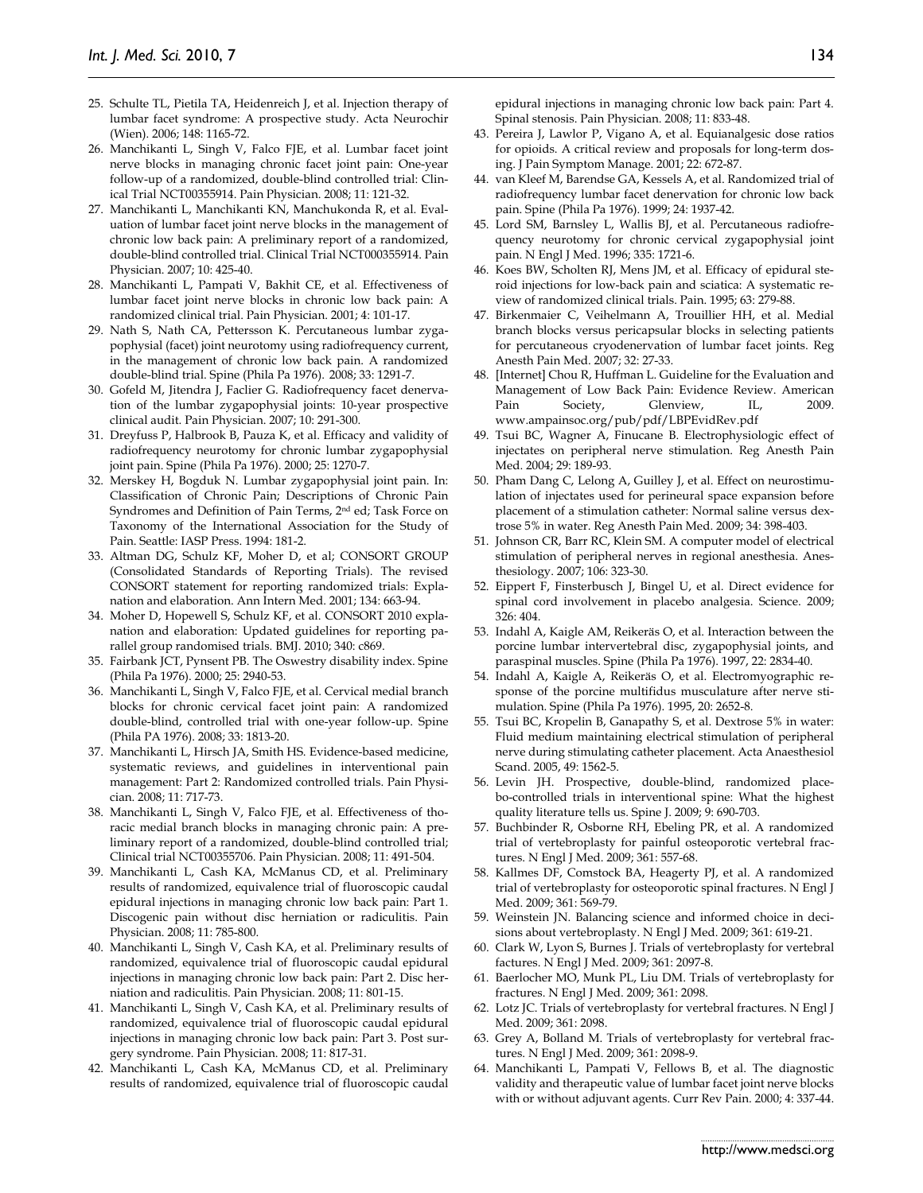25. Schulte TL, Pietila TA, Heidenreich J, et al. Injection therapy of lumbar facet syndrome: A prospective study. Acta Neurochir (Wien). 2006; 148: 1165-72.
26. Manchikanti L, Singh V, Falco FJE, et al. Lumbar facet joint nerve blocks in managing chronic facet joint pain: One-year follow-up of a randomized, double-blind controlled trial: Clinical Trial NCT00355914. Pain Physician. 2008; 11: 121-32.
27. Manchikanti L, Manchikanti KN, Manchukonda R, et al. Evaluation of lumbar facet joint nerve blocks in the management of chronic low back pain: A preliminary report of a randomized, double-blind controlled trial. Clinical Trial NCT000355914. Pain Physician. 2007; 10: 425-40.
28. Manchikanti L, Pampati V, Bakhit CE, et al. Effectiveness of lumbar facet joint nerve blocks in chronic low back pain: A randomized clinical trial. Pain Physician. 2001; 4: 101-17.
29. Nath S, Nath CA, Pettersson K. Percutaneous lumbar zygapophysial (facet) joint neurotomy using radiofrequency current, in the management of chronic low back pain. A randomized double-blind trial. Spine (Phila Pa 1976). 2008; 33: 1291-7.
30. Gofeld M, Jitendra J, Faclier G. Radiofrequency facet denervation of the lumbar zygapophysial joints: 10-year prospective clinical audit. Pain Physician. 2007; 10: 291-300.
31. Dreyfuss P, Halbrook B, Pauza K, et al. Efficacy and validity of radiofrequency neurotomy for chronic lumbar zygapophysial joint pain. Spine (Phila Pa 1976). 2000; 25: 1270-7.
32. Merskey H, Bogduk N. Lumbar zygapophysial joint pain. In: Classification of Chronic Pain; Descriptions of Chronic Pain Syndromes and Definition of Pain Terms, 2nd ed; Task Force on Taxonomy of the International Association for the Study of Pain. Seattle: IASP Press. 1994: 181-2.
33. Altman DG, Schulz KF, Moher D, et al; CONSORT GROUP (Consolidated Standards of Reporting Trials). The revised CONSORT statement for reporting randomized trials: Explanation and elaboration. Ann Intern Med. 2001; 134: 663-94.
34. Moher D, Hopewell S, Schulz KF, et al. CONSORT 2010 explanation and elaboration: Updated guidelines for reporting parallel group randomised trials. BMJ. 2010; 340: c869.
35. Fairbank JCT, Pynsent PB. The Oswestry disability index. Spine (Phila Pa 1976). 2000; 25: 2940-53.
36. Manchikanti L, Singh V, Falco FJE, et al. Cervical medial branch blocks for chronic cervical facet joint pain: A randomized double-blind, controlled trial with one-year follow-up. Spine (Phila PA 1976). 2008; 33: 1813-20.
37. Manchikanti L, Hirsch JA, Smith HS. Evidence-based medicine, systematic reviews, and guidelines in interventional pain management: Part 2: Randomized controlled trials. Pain Physician. 2008; 11: 717-73.
38. Manchikanti L, Singh V, Falco FJE, et al. Effectiveness of thoracic medial branch blocks in managing chronic pain: A preliminary report of a randomized, double-blind controlled trial; Clinical trial NCT00355706. Pain Physician. 2008; 11: 491-504.
39. Manchikanti L, Cash KA, McManus CD, et al. Preliminary results of randomized, equivalence trial of fluoroscopic caudal epidural injections in managing chronic low back pain: Part 1. Discogenic pain without disc herniation or radiculitis. Pain Physician. 2008; 11: 785-800.
40. Manchikanti L, Singh V, Cash KA, et al. Preliminary results of randomized, equivalence trial of fluoroscopic caudal epidural injections in managing chronic low back pain: Part 2. Disc herniation and radiculitis. Pain Physician. 2008; 11: 801-15.
41. Manchikanti L, Singh V, Cash KA, et al. Preliminary results of randomized, equivalence trial of fluoroscopic caudal epidural injections in managing chronic low back pain: Part 3. Post surgery syndrome. Pain Physician. 2008; 11: 817-31.
42. Manchikanti L, Cash KA, McManus CD, et al. Preliminary results of randomized, equivalence trial of fluoroscopic caudal epidural injections in managing chronic low back pain: Part 4. Spinal stenosis. Pain Physician. 2008; 11: 833-48.
43. Pereira J, Lawlor P, Vigano A, et al. Equianalgesic dose ratios for opioids. A critical review and proposals for long-term dosing. J Pain Symptom Manage. 2001; 22: 672-87.
44. van Kleef M, Barendse GA, Kessels A, et al. Randomized trial of radiofrequency lumbar facet denervation for chronic low back pain. Spine (Phila Pa 1976). 1999; 24: 1937-42.
45. Lord SM, Barnsley L, Wallis BJ, et al. Percutaneous radiofrequency neurotomy for chronic cervical zygapophysial joint pain. N Engl J Med. 1996; 335: 1721-6.
46. Koes BW, Scholten RJ, Mens JM, et al. Efficacy of epidural steroid injections for low-back pain and sciatica: A systematic review of randomized clinical trials. Pain. 1995; 63: 279-88.
47. Birkenmaier C, Veihelmann A, Trouillier HH, et al. Medial branch blocks versus pericapsular blocks in selecting patients for percutaneous cryodenervation of lumbar facet joints. Reg Anesth Pain Med. 2007; 32: 27-33.
48. [Internet] Chou R, Huffman L. Guideline for the Evaluation and Management of Low Back Pain: Evidence Review. American Pain Society, Glenview, IL, 2009. www.ampainsoc.org/pub/pdf/LBPEvidRev.pdf
49. Tsui BC, Wagner A, Finucane B. Electrophysiologic effect of injectates on peripheral nerve stimulation. Reg Anesth Pain Med. 2004; 29: 189-93.
50. Pham Dang C, Lelong A, Guilley J, et al. Effect on neurostimulation of injectates used for perineural space expansion before placement of a stimulation catheter: Normal saline versus dextrose 5% in water. Reg Anesth Pain Med. 2009; 34: 398-403.
51. Johnson CR, Barr RC, Klein SM. A computer model of electrical stimulation of peripheral nerves in regional anesthesia. Anesthesiology. 2007; 106: 323-30.
52. Eippert F, Finsterbusch J, Bingel U, et al. Direct evidence for spinal cord involvement in placebo analgesia. Science. 2009; 326: 404.
53. Indahl A, Kaigle AM, Reikerås O, et al. Interaction between the porcine lumbar intervertebral disc, zygapophysial joints, and paraspinal muscles. Spine (Phila Pa 1976). 1997, 22: 2834-40.
54. Indahl A, Kaigle A, Reikerås O, et al. Electromyographic response of the porcine multifidus musculature after nerve stimulation. Spine (Phila Pa 1976). 1995, 20: 2652-8.
55. Tsui BC, Kropelin B, Ganapathy S, et al. Dextrose 5% in water: Fluid medium maintaining electrical stimulation of peripheral nerve during stimulating catheter placement. Acta Anaesthesiol Scand. 2005, 49: 1562-5.
56. Levin JH. Prospective, double-blind, randomized placebo-controlled trials in interventional spine: What the highest quality literature tells us. Spine J. 2009; 9: 690-703.
57. Buchbinder R, Osborne RH, Ebeling PR, et al. A randomized trial of vertebroplasty for painful osteoporotic vertebral fractures. N Engl J Med. 2009; 361: 557-68.
58. Kallmes DF, Comstock BA, Heagerty PJ, et al. A randomized trial of vertebroplasty for osteoporotic spinal fractures. N Engl J Med. 2009; 361: 569-79.
59. Weinstein JN. Balancing science and informed choice in decisions about vertebroplasty. N Engl J Med. 2009; 361: 619-21.
60. Clark W, Lyon S, Burnes J. Trials of vertebroplasty for vertebral factures. N Engl J Med. 2009; 361: 2097-8.
61. Baerlocher MO, Munk PL, Liu DM. Trials of vertebroplasty for fractures. N Engl J Med. 2009; 361: 2098.
62. Lotz JC. Trials of vertebroplasty for vertebral fractures. N Engl J Med. 2009; 361: 2098.
63. Grey A, Bolland M. Trials of vertebroplasty for vertebral fractures. N Engl J Med. 2009; 361: 2098-9.
64. Manchikanti L, Pampati V, Fellows B, et al. The diagnostic validity and therapeutic value of lumbar facet joint nerve blocks with or without adjuvant agents. Curr Rev Pain. 2000; 4: 337-44.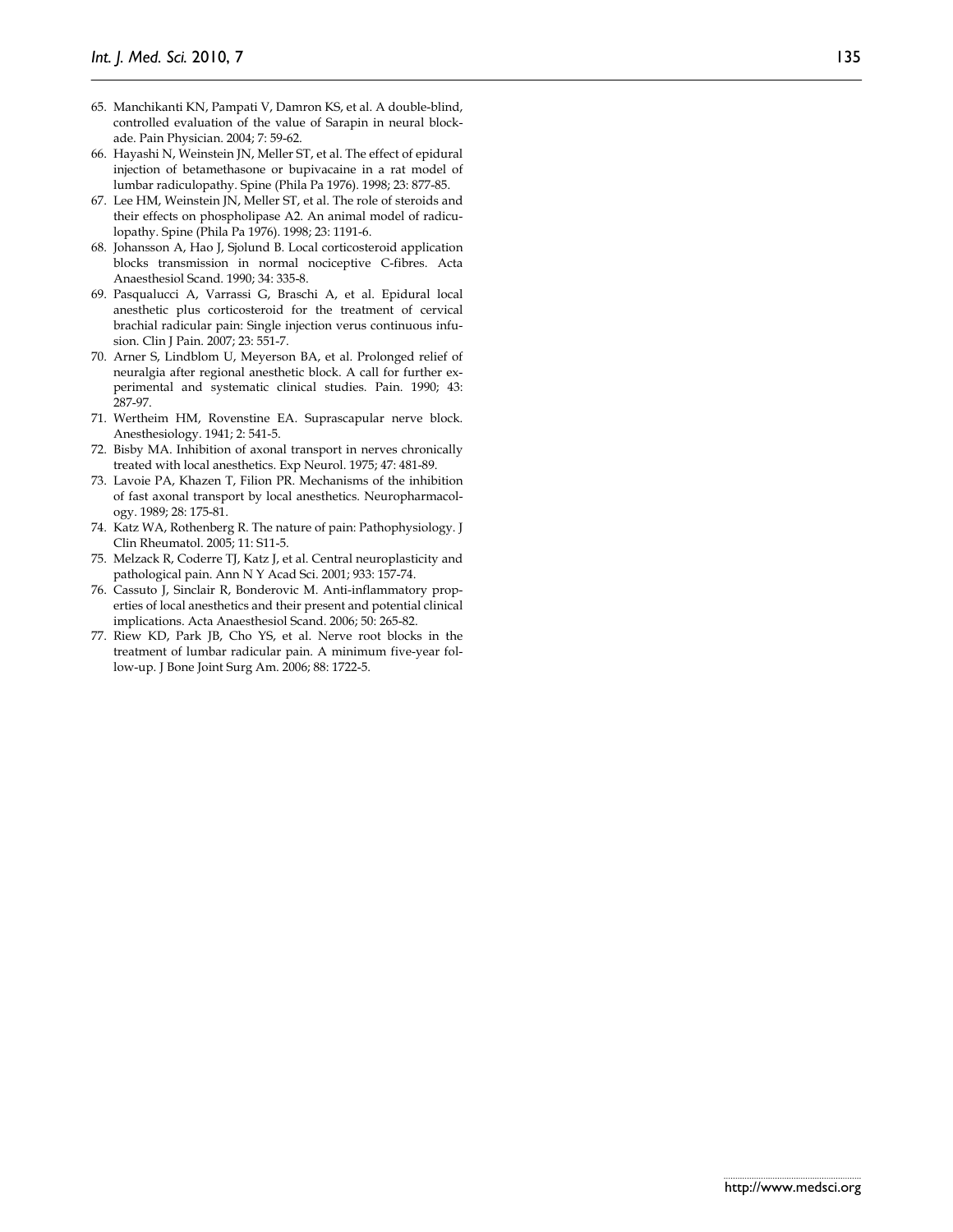65. Manchikanti KN, Pampati V, Damron KS, et al. A double-blind, controlled evaluation of the value of Sarapin in neural blockade. Pain Physician. 2004; 7: 59-62.
66. Hayashi N, Weinstein JN, Meller ST, et al. The effect of epidural injection of betamethasone or bupivacaine in a rat model of lumbar radiculopathy. Spine (Phila Pa 1976). 1998; 23: 877-85.
67. Lee HM, Weinstein JN, Meller ST, et al. The role of steroids and their effects on phospholipase A2. An animal model of radiculopathy. Spine (Phila Pa 1976). 1998; 23: 1191-6.
68. Johansson A, Hao J, Sjolund B. Local corticosteroid application blocks transmission in normal nociceptive C-fibres. Acta Anaesthesiol Scand. 1990; 34: 335-8.
69. Pasqualucci A, Varrassi G, Braschi A, et al. Epidural local anesthetic plus corticosteroid for the treatment of cervical brachial radicular pain: Single injection verus continuous infusion. Clin J Pain. 2007; 23: 551-7.
70. Arner S, Lindblom U, Meyerson BA, et al. Prolonged relief of neuralgia after regional anesthetic block. A call for further experimental and systematic clinical studies. Pain. 1990; 43: 287-97.
71. Wertheim HM, Rovenstine EA. Suprascapular nerve block. Anesthesiology. 1941; 2: 541-5.
72. Bisby MA. Inhibition of axonal transport in nerves chronically treated with local anesthetics. Exp Neurol. 1975; 47: 481-89.
73. Lavoie PA, Khazen T, Filion PR. Mechanisms of the inhibition of fast axonal transport by local anesthetics. Neuropharmacology. 1989; 28: 175-81.
74. Katz WA, Rothenberg R. The nature of pain: Pathophysiology. J Clin Rheumatol. 2005; 11: S11-5.
75. Melzack R, Coderre TJ, Katz J, et al. Central neuroplasticity and pathological pain. Ann N Y Acad Sci. 2001; 933: 157-74.
76. Cassuto J, Sinclair R, Bonderovic M. Anti-inflammatory properties of local anesthetics and their present and potential clinical implications. Acta Anaesthesiol Scand. 2006; 50: 265-82.
77. Riew KD, Park JB, Cho YS, et al. Nerve root blocks in the treatment of lumbar radicular pain. A minimum five-year follow-up. J Bone Joint Surg Am. 2006; 88: 1722-5.